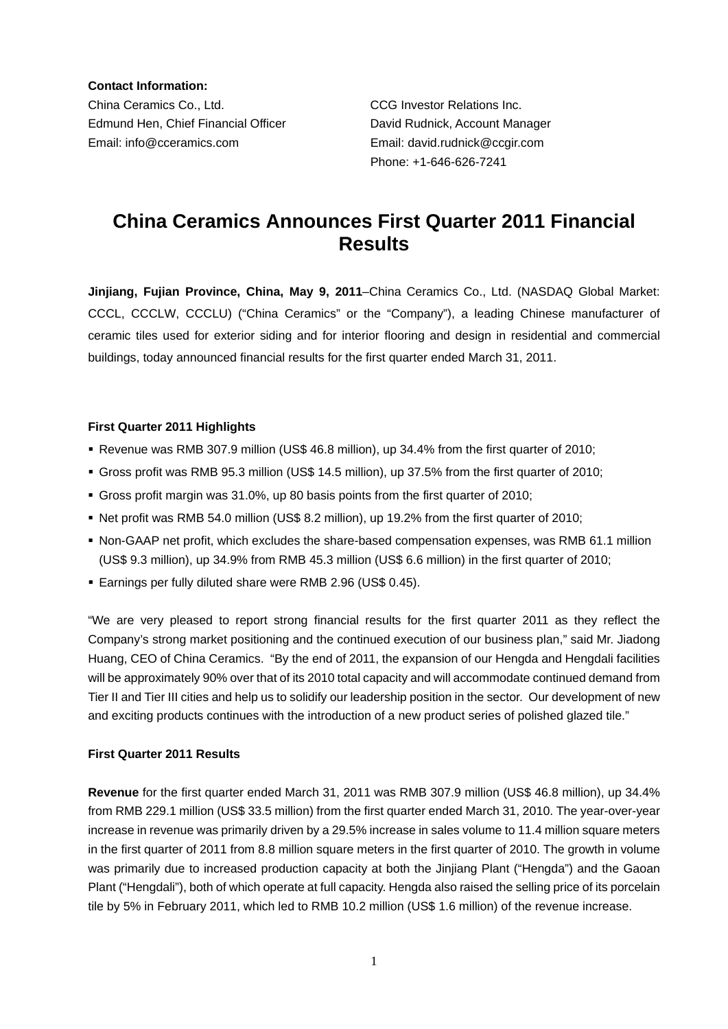**Contact Information:**

China Ceramics Co., Ltd.
Edmund Hen, Chief Financial Officer
Email: info@cceramics.com

CCG Investor Relations Inc.
David Rudnick, Account Manager
Email: david.rudnick@ccgir.com
Phone: +1-646-626-7241

# China Ceramics Announces First Quarter 2011 Financial Results

**Jinjiang, Fujian Province, China, May 9, 2011**–China Ceramics Co., Ltd. (NASDAQ Global Market: CCCL, CCCLW, CCCLU) ("China Ceramics" or the "Company"), a leading Chinese manufacturer of ceramic tiles used for exterior siding and for interior flooring and design in residential and commercial buildings, today announced financial results for the first quarter ended March 31, 2011.

**First Quarter 2011 Highlights**

- Revenue was RMB 307.9 million (US$ 46.8 million), up 34.4% from the first quarter of 2010;
- Gross profit was RMB 95.3 million (US$ 14.5 million), up 37.5% from the first quarter of 2010;
- Gross profit margin was 31.0%, up 80 basis points from the first quarter of 2010;
- Net profit was RMB 54.0 million (US$ 8.2 million), up 19.2% from the first quarter of 2010;
- Non-GAAP net profit, which excludes the share-based compensation expenses, was RMB 61.1 million (US$ 9.3 million), up 34.9% from RMB 45.3 million (US$ 6.6 million) in the first quarter of 2010;
- Earnings per fully diluted share were RMB 2.96 (US$ 0.45).

"We are very pleased to report strong financial results for the first quarter 2011 as they reflect the Company's strong market positioning and the continued execution of our business plan," said Mr. Jiadong Huang, CEO of China Ceramics. "By the end of 2011, the expansion of our Hengda and Hengdali facilities will be approximately 90% over that of its 2010 total capacity and will accommodate continued demand from Tier II and Tier III cities and help us to solidify our leadership position in the sector. Our development of new and exciting products continues with the introduction of a new product series of polished glazed tile."

**First Quarter 2011 Results**

**Revenue** for the first quarter ended March 31, 2011 was RMB 307.9 million (US$ 46.8 million), up 34.4% from RMB 229.1 million (US$ 33.5 million) from the first quarter ended March 31, 2010. The year-over-year increase in revenue was primarily driven by a 29.5% increase in sales volume to 11.4 million square meters in the first quarter of 2011 from 8.8 million square meters in the first quarter of 2010. The growth in volume was primarily due to increased production capacity at both the Jinjiang Plant ("Hengda") and the Gaoan Plant ("Hengdali"), both of which operate at full capacity. Hengda also raised the selling price of its porcelain tile by 5% in February 2011, which led to RMB 10.2 million (US$ 1.6 million) of the revenue increase.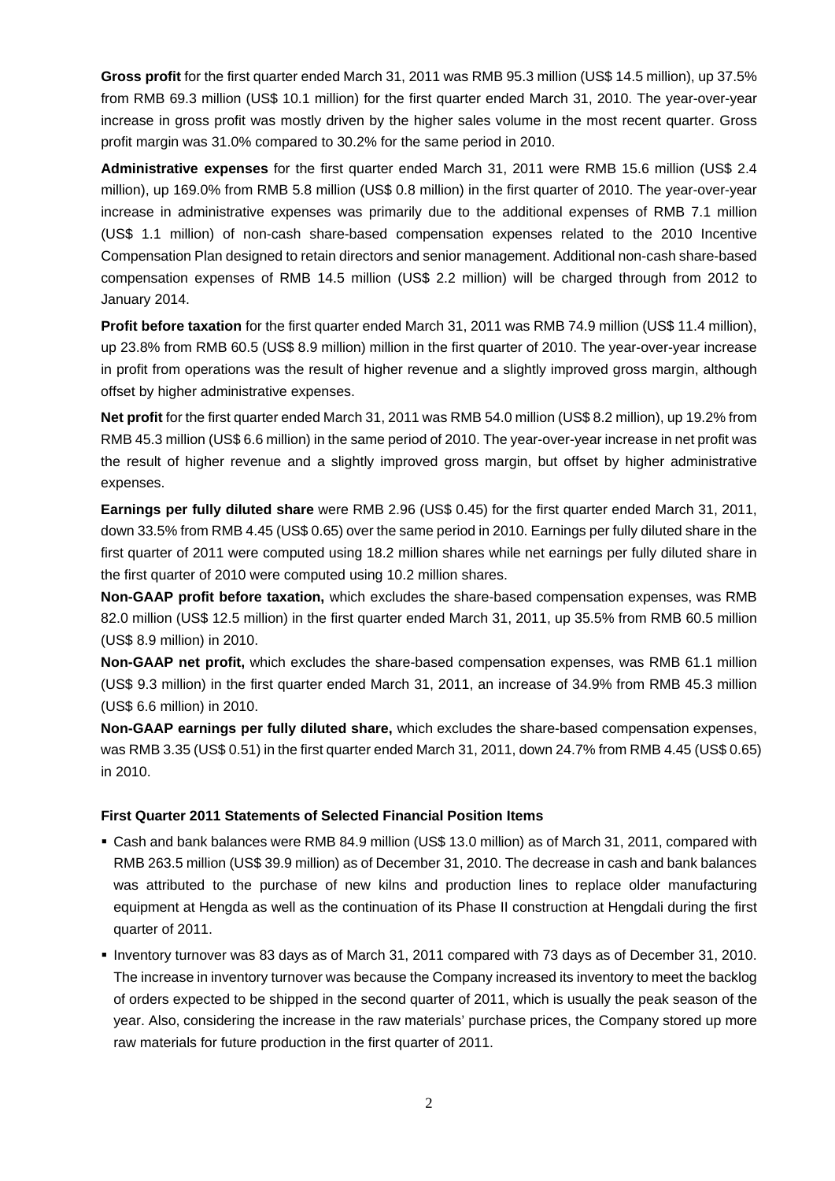**Gross profit** for the first quarter ended March 31, 2011 was RMB 95.3 million (US$ 14.5 million), up 37.5% from RMB 69.3 million (US$ 10.1 million) for the first quarter ended March 31, 2010. The year-over-year increase in gross profit was mostly driven by the higher sales volume in the most recent quarter. Gross profit margin was 31.0% compared to 30.2% for the same period in 2010.

**Administrative expenses** for the first quarter ended March 31, 2011 were RMB 15.6 million (US$ 2.4 million), up 169.0% from RMB 5.8 million (US$ 0.8 million) in the first quarter of 2010. The year-over-year increase in administrative expenses was primarily due to the additional expenses of RMB 7.1 million (US$ 1.1 million) of non-cash share-based compensation expenses related to the 2010 Incentive Compensation Plan designed to retain directors and senior management. Additional non-cash share-based compensation expenses of RMB 14.5 million (US$ 2.2 million) will be charged through from 2012 to January 2014.

**Profit before taxation** for the first quarter ended March 31, 2011 was RMB 74.9 million (US$ 11.4 million), up 23.8% from RMB 60.5 (US$ 8.9 million) million in the first quarter of 2010. The year-over-year increase in profit from operations was the result of higher revenue and a slightly improved gross margin, although offset by higher administrative expenses.

**Net profit** for the first quarter ended March 31, 2011 was RMB 54.0 million (US$ 8.2 million), up 19.2% from RMB 45.3 million (US$ 6.6 million) in the same period of 2010. The year-over-year increase in net profit was the result of higher revenue and a slightly improved gross margin, but offset by higher administrative expenses.

**Earnings per fully diluted share** were RMB 2.96 (US$ 0.45) for the first quarter ended March 31, 2011, down 33.5% from RMB 4.45 (US$ 0.65) over the same period in 2010. Earnings per fully diluted share in the first quarter of 2011 were computed using 18.2 million shares while net earnings per fully diluted share in the first quarter of 2010 were computed using 10.2 million shares.

**Non-GAAP profit before taxation,** which excludes the share-based compensation expenses, was RMB 82.0 million (US$ 12.5 million) in the first quarter ended March 31, 2011, up 35.5% from RMB 60.5 million (US$ 8.9 million) in 2010.

**Non-GAAP net profit,** which excludes the share-based compensation expenses, was RMB 61.1 million (US$ 9.3 million) in the first quarter ended March 31, 2011, an increase of 34.9% from RMB 45.3 million (US$ 6.6 million) in 2010.

**Non-GAAP earnings per fully diluted share,** which excludes the share-based compensation expenses, was RMB 3.35 (US$ 0.51) in the first quarter ended March 31, 2011, down 24.7% from RMB 4.45 (US$ 0.65) in 2010.

**First Quarter 2011 Statements of Selected Financial Position Items**

- Cash and bank balances were RMB 84.9 million (US$ 13.0 million) as of March 31, 2011, compared with RMB 263.5 million (US$ 39.9 million) as of December 31, 2010. The decrease in cash and bank balances was attributed to the purchase of new kilns and production lines to replace older manufacturing equipment at Hengda as well as the continuation of its Phase II construction at Hengdali during the first quarter of 2011.
- Inventory turnover was 83 days as of March 31, 2011 compared with 73 days as of December 31, 2010. The increase in inventory turnover was because the Company increased its inventory to meet the backlog of orders expected to be shipped in the second quarter of 2011, which is usually the peak season of the year. Also, considering the increase in the raw materials' purchase prices, the Company stored up more raw materials for future production in the first quarter of 2011.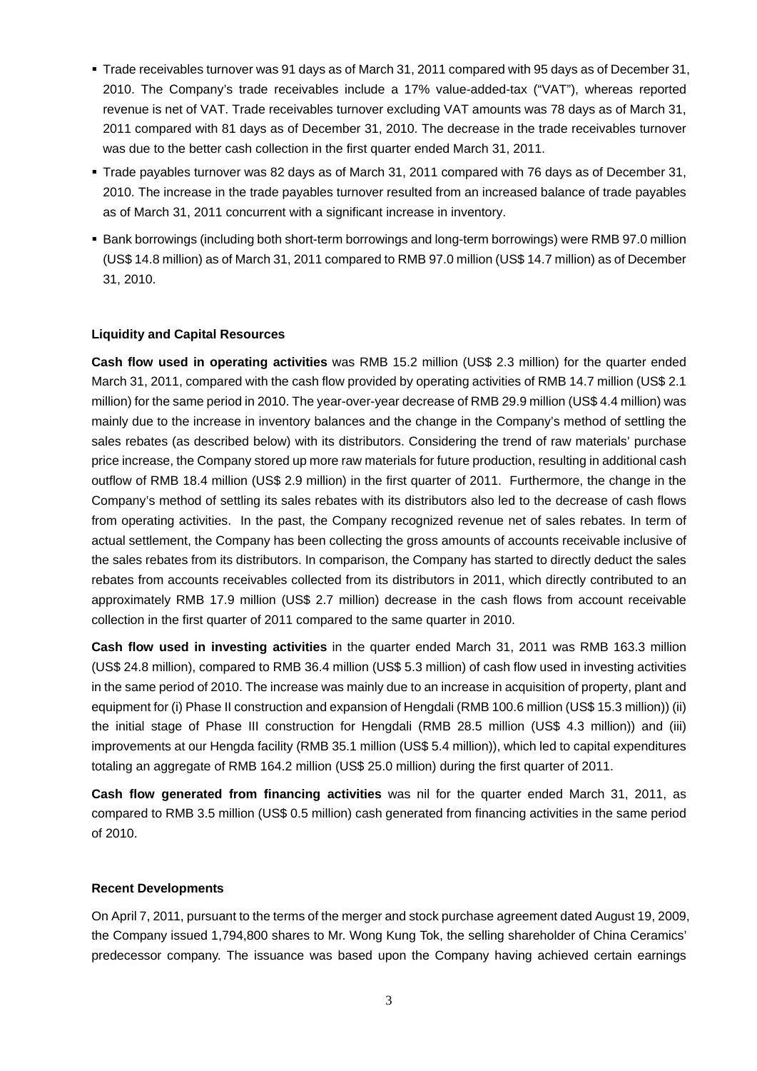- Trade receivables turnover was 91 days as of March 31, 2011 compared with 95 days as of December 31, 2010. The Company's trade receivables include a 17% value-added-tax ("VAT"), whereas reported revenue is net of VAT. Trade receivables turnover excluding VAT amounts was 78 days as of March 31, 2011 compared with 81 days as of December 31, 2010. The decrease in the trade receivables turnover was due to the better cash collection in the first quarter ended March 31, 2011.
- Trade payables turnover was 82 days as of March 31, 2011 compared with 76 days as of December 31, 2010. The increase in the trade payables turnover resulted from an increased balance of trade payables as of March 31, 2011 concurrent with a significant increase in inventory.
- Bank borrowings (including both short-term borrowings and long-term borrowings) were RMB 97.0 million (US$ 14.8 million) as of March 31, 2011 compared to RMB 97.0 million (US$ 14.7 million) as of December 31, 2010.

**Liquidity and Capital Resources**

**Cash flow used in operating activities** was RMB 15.2 million (US$ 2.3 million) for the quarter ended March 31, 2011, compared with the cash flow provided by operating activities of RMB 14.7 million (US$ 2.1 million) for the same period in 2010. The year-over-year decrease of RMB 29.9 million (US$ 4.4 million) was mainly due to the increase in inventory balances and the change in the Company's method of settling the sales rebates (as described below) with its distributors. Considering the trend of raw materials' purchase price increase, the Company stored up more raw materials for future production, resulting in additional cash outflow of RMB 18.4 million (US$ 2.9 million) in the first quarter of 2011. Furthermore, the change in the Company's method of settling its sales rebates with its distributors also led to the decrease of cash flows from operating activities. In the past, the Company recognized revenue net of sales rebates. In term of actual settlement, the Company has been collecting the gross amounts of accounts receivable inclusive of the sales rebates from its distributors. In comparison, the Company has started to directly deduct the sales rebates from accounts receivables collected from its distributors in 2011, which directly contributed to an approximately RMB 17.9 million (US$ 2.7 million) decrease in the cash flows from account receivable collection in the first quarter of 2011 compared to the same quarter in 2010.

**Cash flow used in investing activities** in the quarter ended March 31, 2011 was RMB 163.3 million (US$ 24.8 million), compared to RMB 36.4 million (US$ 5.3 million) of cash flow used in investing activities in the same period of 2010. The increase was mainly due to an increase in acquisition of property, plant and equipment for (i) Phase II construction and expansion of Hengdali (RMB 100.6 million (US$ 15.3 million)) (ii) the initial stage of Phase III construction for Hengdali (RMB 28.5 million (US$ 4.3 million)) and (iii) improvements at our Hengda facility (RMB 35.1 million (US$ 5.4 million)), which led to capital expenditures totaling an aggregate of RMB 164.2 million (US$ 25.0 million) during the first quarter of 2011.

**Cash flow generated from financing activities** was nil for the quarter ended March 31, 2011, as compared to RMB 3.5 million (US$ 0.5 million) cash generated from financing activities in the same period of 2010.

**Recent Developments**

On April 7, 2011, pursuant to the terms of the merger and stock purchase agreement dated August 19, 2009, the Company issued 1,794,800 shares to Mr. Wong Kung Tok, the selling shareholder of China Ceramics' predecessor company. The issuance was based upon the Company having achieved certain earnings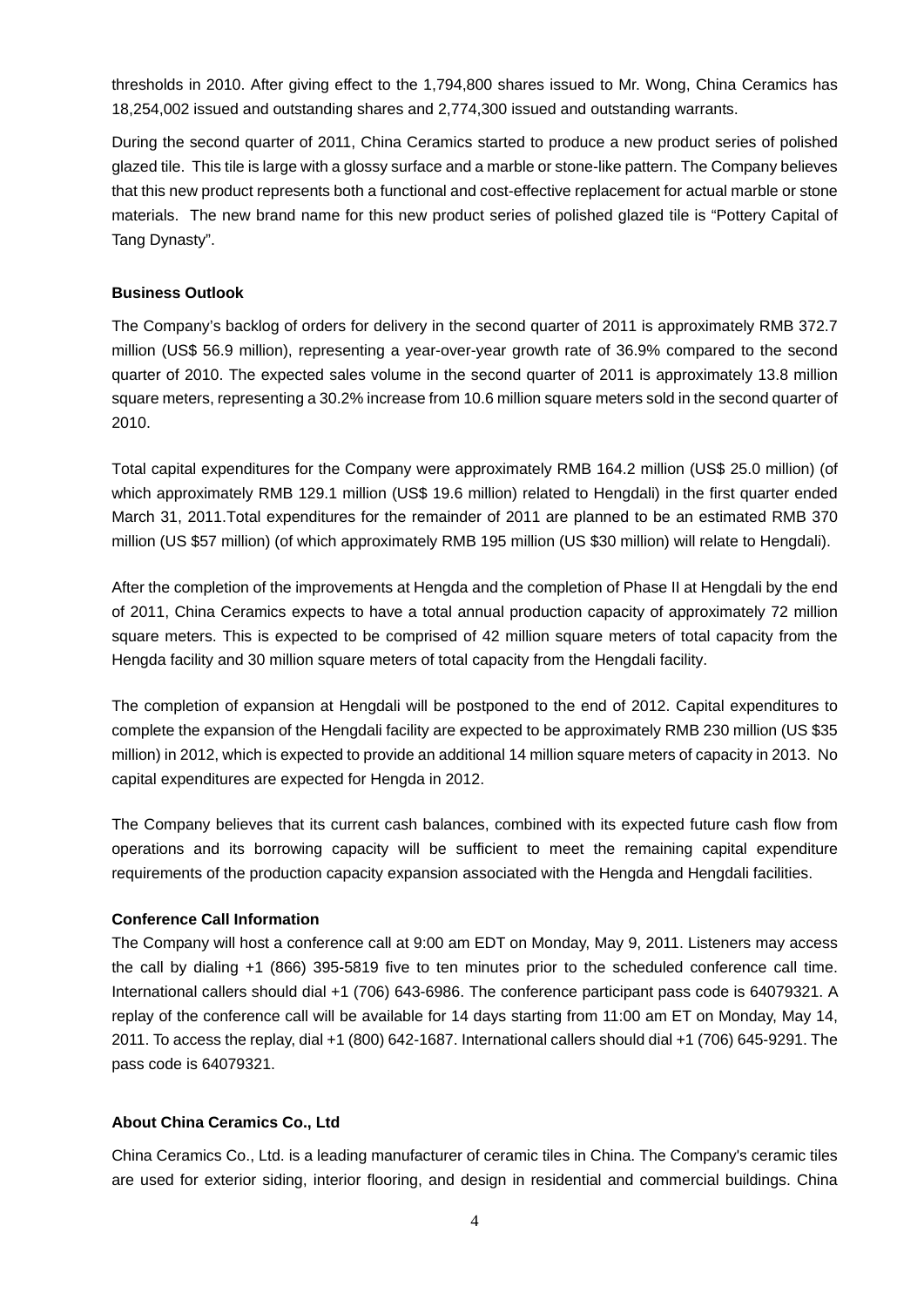thresholds in 2010. After giving effect to the 1,794,800 shares issued to Mr. Wong, China Ceramics has 18,254,002 issued and outstanding shares and 2,774,300 issued and outstanding warrants.

During the second quarter of 2011, China Ceramics started to produce a new product series of polished glazed tile. This tile is large with a glossy surface and a marble or stone-like pattern. The Company believes that this new product represents both a functional and cost-effective replacement for actual marble or stone materials. The new brand name for this new product series of polished glazed tile is "Pottery Capital of Tang Dynasty".

**Business Outlook**

The Company's backlog of orders for delivery in the second quarter of 2011 is approximately RMB 372.7 million (US$ 56.9 million), representing a year-over-year growth rate of 36.9% compared to the second quarter of 2010. The expected sales volume in the second quarter of 2011 is approximately 13.8 million square meters, representing a 30.2% increase from 10.6 million square meters sold in the second quarter of 2010.

Total capital expenditures for the Company were approximately RMB 164.2 million (US$ 25.0 million) (of which approximately RMB 129.1 million (US$ 19.6 million) related to Hengdali) in the first quarter ended March 31, 2011.Total expenditures for the remainder of 2011 are planned to be an estimated RMB 370 million (US $57 million) (of which approximately RMB 195 million (US $30 million) will relate to Hengdali).

After the completion of the improvements at Hengda and the completion of Phase II at Hengdali by the end of 2011, China Ceramics expects to have a total annual production capacity of approximately 72 million square meters. This is expected to be comprised of 42 million square meters of total capacity from the Hengda facility and 30 million square meters of total capacity from the Hengdali facility.

The completion of expansion at Hengdali will be postponed to the end of 2012. Capital expenditures to complete the expansion of the Hengdali facility are expected to be approximately RMB 230 million (US $35 million) in 2012, which is expected to provide an additional 14 million square meters of capacity in 2013. No capital expenditures are expected for Hengda in 2012.

The Company believes that its current cash balances, combined with its expected future cash flow from operations and its borrowing capacity will be sufficient to meet the remaining capital expenditure requirements of the production capacity expansion associated with the Hengda and Hengdali facilities.

**Conference Call Information**

The Company will host a conference call at 9:00 am EDT on Monday, May 9, 2011. Listeners may access the call by dialing +1 (866) 395-5819 five to ten minutes prior to the scheduled conference call time. International callers should dial +1 (706) 643-6986. The conference participant pass code is 64079321. A replay of the conference call will be available for 14 days starting from 11:00 am ET on Monday, May 14, 2011. To access the replay, dial +1 (800) 642-1687. International callers should dial +1 (706) 645-9291. The pass code is 64079321.

**About China Ceramics Co., Ltd**

China Ceramics Co., Ltd. is a leading manufacturer of ceramic tiles in China. The Company's ceramic tiles are used for exterior siding, interior flooring, and design in residential and commercial buildings. China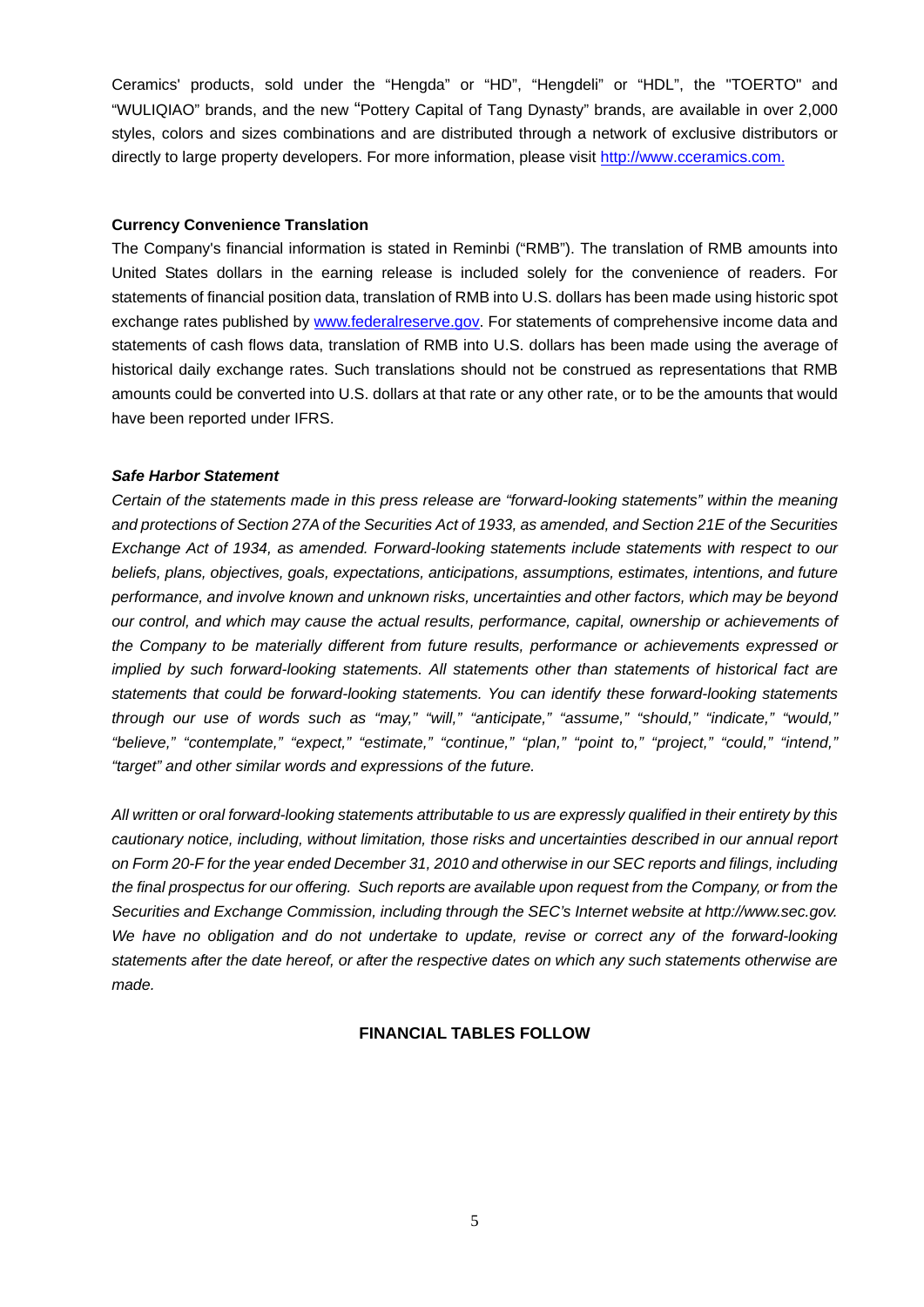Ceramics' products, sold under the "Hengda" or "HD", "Hengdeli" or "HDL", the "TOERTO" and "WULIQIAO" brands, and the new "Pottery Capital of Tang Dynasty" brands, are available in over 2,000 styles, colors and sizes combinations and are distributed through a network of exclusive distributors or directly to large property developers. For more information, please visit http://www.cceramics.com.

**Currency Convenience Translation**

The Company's financial information is stated in Reminbi ("RMB"). The translation of RMB amounts into United States dollars in the earning release is included solely for the convenience of readers. For statements of financial position data, translation of RMB into U.S. dollars has been made using historic spot exchange rates published by www.federalreserve.gov. For statements of comprehensive income data and statements of cash flows data, translation of RMB into U.S. dollars has been made using the average of historical daily exchange rates. Such translations should not be construed as representations that RMB amounts could be converted into U.S. dollars at that rate or any other rate, or to be the amounts that would have been reported under IFRS.

***Safe Harbor Statement***

*Certain of the statements made in this press release are "forward-looking statements" within the meaning and protections of Section 27A of the Securities Act of 1933, as amended, and Section 21E of the Securities Exchange Act of 1934, as amended. Forward-looking statements include statements with respect to our beliefs, plans, objectives, goals, expectations, anticipations, assumptions, estimates, intentions, and future performance, and involve known and unknown risks, uncertainties and other factors, which may be beyond our control, and which may cause the actual results, performance, capital, ownership or achievements of the Company to be materially different from future results, performance or achievements expressed or implied by such forward-looking statements. All statements other than statements of historical fact are statements that could be forward-looking statements. You can identify these forward-looking statements through our use of words such as "may," "will," "anticipate," "assume," "should," "indicate," "would," "believe," "contemplate," "expect," "estimate," "continue," "plan," "point to," "project," "could," "intend," "target" and other similar words and expressions of the future.*

*All written or oral forward-looking statements attributable to us are expressly qualified in their entirety by this cautionary notice, including, without limitation, those risks and uncertainties described in our annual report on Form 20-F for the year ended December 31, 2010 and otherwise in our SEC reports and filings, including the final prospectus for our offering. Such reports are available upon request from the Company, or from the Securities and Exchange Commission, including through the SEC's Internet website at http://www.sec.gov. We have no obligation and do not undertake to update, revise or correct any of the forward-looking statements after the date hereof, or after the respective dates on which any such statements otherwise are made.*

**FINANCIAL TABLES FOLLOW**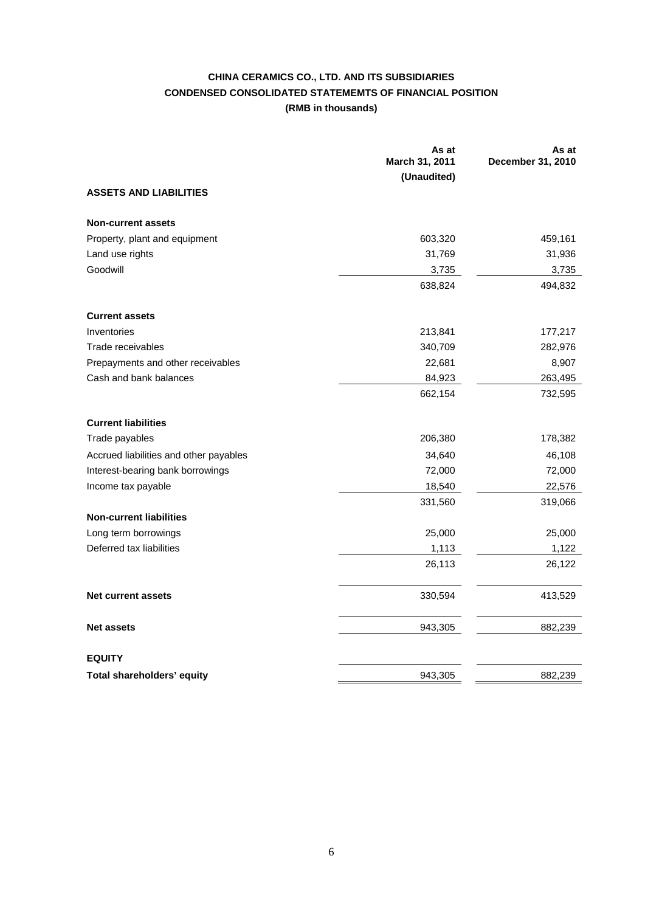# CHINA CERAMICS CO., LTD. AND ITS SUBSIDIARIES

## CONDENSED CONSOLIDATED STATEMEMTS OF FINANCIAL POSITION

**(RMB in thousands)**

| | As at March 31, 2011 (Unaudited) | As at December 31, 2010 |
|---|---|---|
| **ASSETS AND LIABILITIES** | | |
| **Non-current assets** | | |
| Property, plant and equipment | 603,320 | 459,161 |
| Land use rights | 31,769 | 31,936 |
| Goodwill | 3,735 | 3,735 |
| | 638,824 | 494,832 |
| **Current assets** | | |
| Inventories | 213,841 | 177,217 |
| Trade receivables | 340,709 | 282,976 |
| Prepayments and other receivables | 22,681 | 8,907 |
| Cash and bank balances | 84,923 | 263,495 |
| | 662,154 | 732,595 |
| **Current liabilities** | | |
| Trade payables | 206,380 | 178,382 |
| Accrued liabilities and other payables | 34,640 | 46,108 |
| Interest-bearing bank borrowings | 72,000 | 72,000 |
| Income tax payable | 18,540 | 22,576 |
| | 331,560 | 319,066 |
| **Non-current liabilities** | | |
| Long term borrowings | 25,000 | 25,000 |
| Deferred tax liabilities | 1,113 | 1,122 |
| | 26,113 | 26,122 |
| **Net current assets** | 330,594 | 413,529 |
| **Net assets** | 943,305 | 882,239 |
| **EQUITY** | | |
| **Total shareholders' equity** | 943,305 | 882,239 |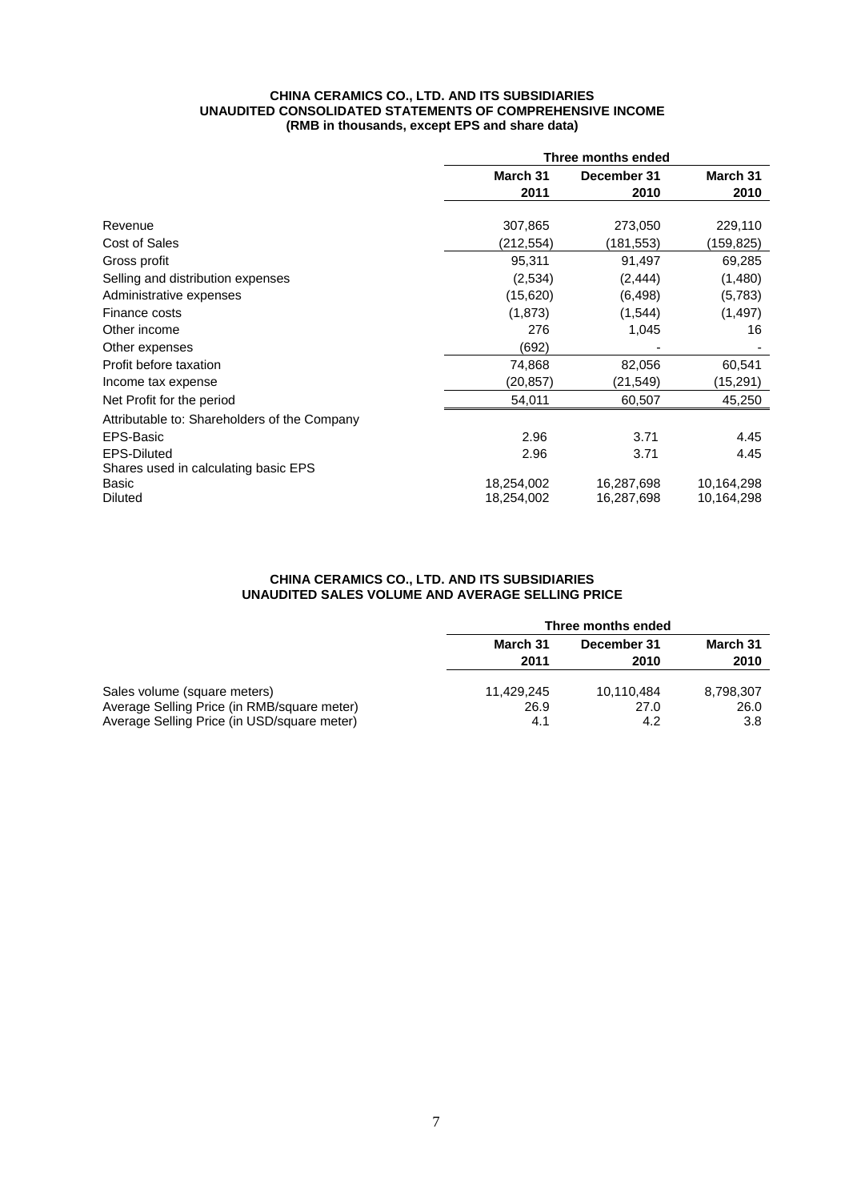**CHINA CERAMICS CO., LTD. AND ITS SUBSIDIARIES**
**UNAUDITED CONSOLIDATED STATEMENTS OF COMPREHENSIVE INCOME**
**(RMB in thousands, except EPS and share data)**

| | Three months ended | | |
|---|---|---|---|
| | **March 31 2011** | **December 31 2010** | **March 31 2010** |
| Revenue | 307,865 | 273,050 | 229,110 |
| Cost of Sales | (212,554) | (181,553) | (159,825) |
| Gross profit | 95,311 | 91,497 | 69,285 |
| Selling and distribution expenses | (2,534) | (2,444) | (1,480) |
| Administrative expenses | (15,620) | (6,498) | (5,783) |
| Finance costs | (1,873) | (1,544) | (1,497) |
| Other income | 276 | 1,045 | 16 |
| Other expenses | (692) | - | - |
| Profit before taxation | 74,868 | 82,056 | 60,541 |
| Income tax expense | (20,857) | (21,549) | (15,291) |
| Net Profit for the period | 54,011 | 60,507 | 45,250 |
| Attributable to: Shareholders of the Company | | | |
| EPS-Basic | 2.96 | 3.71 | 4.45 |
| EPS-Diluted | 2.96 | 3.71 | 4.45 |
| Shares used in calculating basic EPS | | | |
| Basic | 18,254,002 | 16,287,698 | 10,164,298 |
| Diluted | 18,254,002 | 16,287,698 | 10,164,298 |

**CHINA CERAMICS CO., LTD. AND ITS SUBSIDIARIES**
**UNAUDITED SALES VOLUME AND AVERAGE SELLING PRICE**

| | Three months ended | | |
|---|---|---|---|
| | **March 31 2011** | **December 31 2010** | **March 31 2010** |
| Sales volume (square meters) | 11,429,245 | 10,110,484 | 8,798,307 |
| Average Selling Price (in RMB/square meter) | 26.9 | 27.0 | 26.0 |
| Average Selling Price (in USD/square meter) | 4.1 | 4.2 | 3.8 |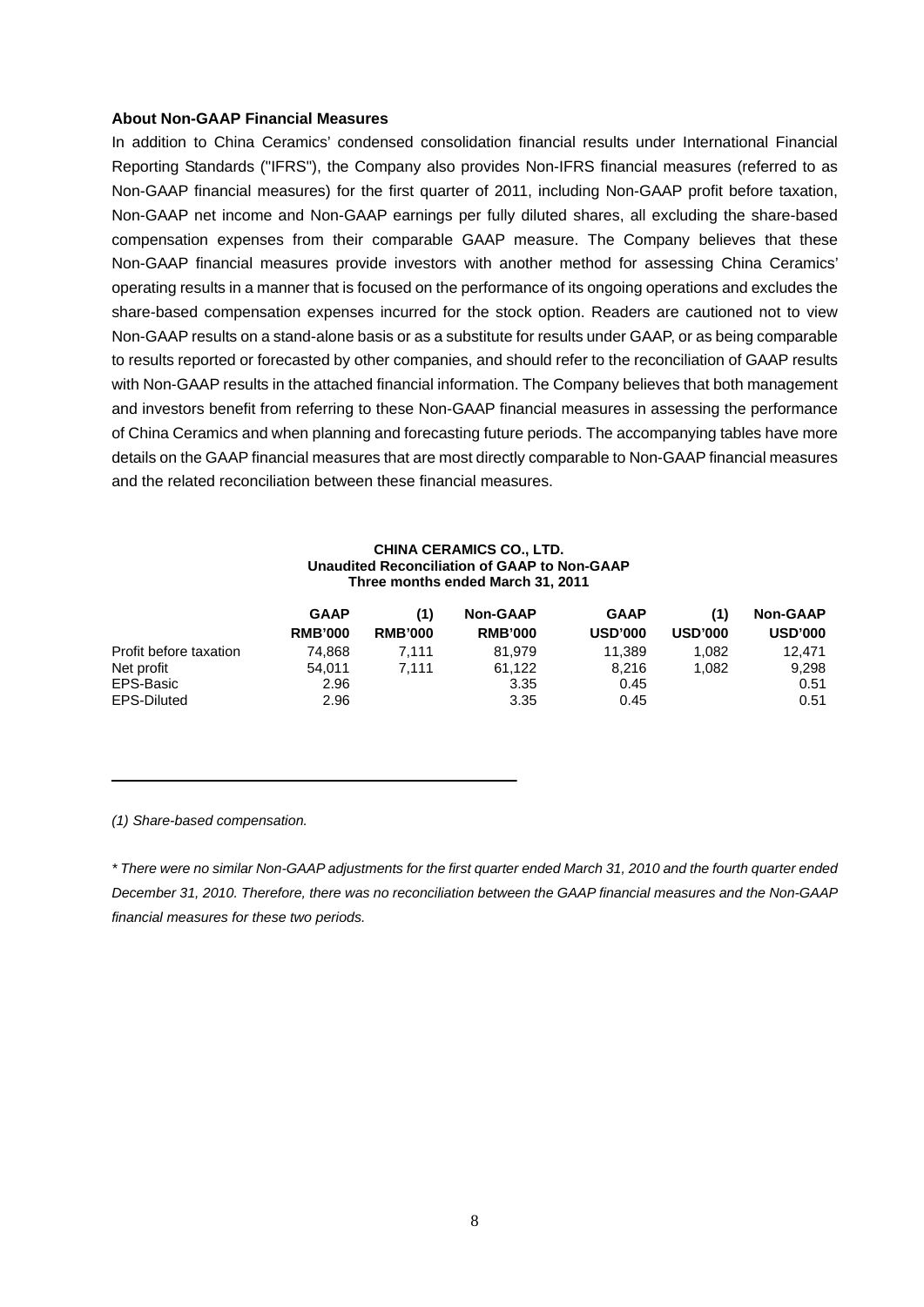### About Non-GAAP Financial Measures

In addition to China Ceramics' condensed consolidation financial results under International Financial Reporting Standards ("IFRS"), the Company also provides Non-IFRS financial measures (referred to as Non-GAAP financial measures) for the first quarter of 2011, including Non-GAAP profit before taxation, Non-GAAP net income and Non-GAAP earnings per fully diluted shares, all excluding the share-based compensation expenses from their comparable GAAP measure. The Company believes that these Non-GAAP financial measures provide investors with another method for assessing China Ceramics' operating results in a manner that is focused on the performance of its ongoing operations and excludes the share-based compensation expenses incurred for the stock option. Readers are cautioned not to view Non-GAAP results on a stand-alone basis or as a substitute for results under GAAP, or as being comparable to results reported or forecasted by other companies, and should refer to the reconciliation of GAAP results with Non-GAAP results in the attached financial information. The Company believes that both management and investors benefit from referring to these Non-GAAP financial measures in assessing the performance of China Ceramics and when planning and forecasting future periods. The accompanying tables have more details on the GAAP financial measures that are most directly comparable to Non-GAAP financial measures and the related reconciliation between these financial measures.

**CHINA CERAMICS CO., LTD.**
**Unaudited Reconciliation of GAAP to Non-GAAP**
**Three months ended March 31, 2011**

| | GAAP | (1) | Non-GAAP | GAAP | (1) | Non-GAAP |
|---|---|---|---|---|---|---|
| | RMB'000 | RMB'000 | RMB'000 | USD'000 | USD'000 | USD'000 |
| Profit before taxation | 74,868 | 7,111 | 81,979 | 11,389 | 1,082 | 12,471 |
| Net profit | 54,011 | 7,111 | 61,122 | 8,216 | 1,082 | 9,298 |
| EPS-Basic | 2.96 | | 3.35 | 0.45 | | 0.51 |
| EPS-Diluted | 2.96 | | 3.35 | 0.45 | | 0.51 |

*(1) Share-based compensation.*

*\* There were no similar Non-GAAP adjustments for the first quarter ended March 31, 2010 and the fourth quarter ended December 31, 2010. Therefore, there was no reconciliation between the GAAP financial measures and the Non-GAAP financial measures for these two periods.*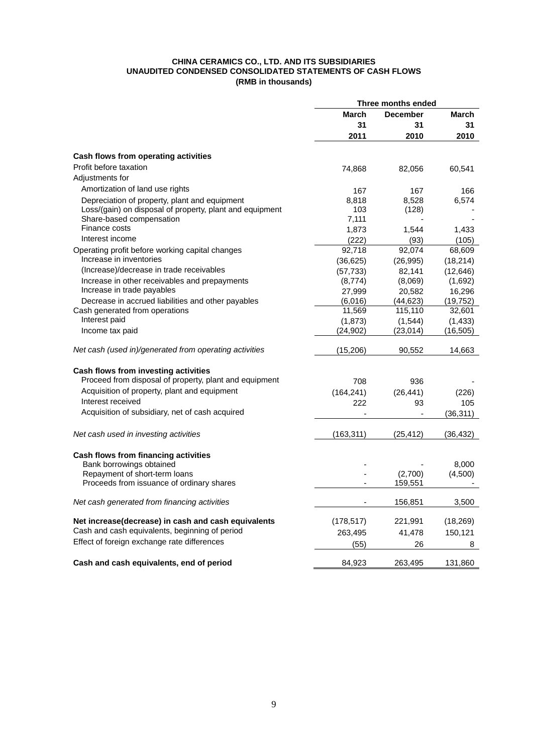**CHINA CERAMICS CO., LTD. AND ITS SUBSIDIARIES**
**UNAUDITED CONDENSED CONSOLIDATED STATEMENTS OF CASH FLOWS**
**(RMB in thousands)**

| | Three months ended | | |
|---|---|---|---|
| | **March 31 2011** | **December 31 2010** | **March 31 2010** |
| **Cash flows from operating activities** | | | |
| Profit before taxation | 74,868 | 82,056 | 60,541 |
| Adjustments for | | | |
| Amortization of land use rights | 167 | 167 | 166 |
| Depreciation of property, plant and equipment | 8,818 | 8,528 | 6,574 |
| Loss/(gain) on disposal of property, plant and equipment | 103 | (128) | - |
| Share-based compensation | 7,111 | - | - |
| Finance costs | 1,873 | 1,544 | 1,433 |
| Interest income | (222) | (93) | (105) |
| Operating profit before working capital changes | 92,718 | 92,074 | 68,609 |
| Increase in inventories | (36,625) | (26,995) | (18,214) |
| (Increase)/decrease in trade receivables | (57,733) | 82,141 | (12,646) |
| Increase in other receivables and prepayments | (8,774) | (8,069) | (1,692) |
| Increase in trade payables | 27,999 | 20,582 | 16,296 |
| Decrease in accrued liabilities and other payables | (6,016) | (44,623) | (19,752) |
| Cash generated from operations | 11,569 | 115,110 | 32,601 |
| Interest paid | (1,873) | (1,544) | (1,433) |
| Income tax paid | (24,902) | (23,014) | (16,505) |
| *Net cash (used in)/generated from operating activities* | (15,206) | 90,552 | 14,663 |
| **Cash flows from investing activities** | | | |
| Proceed from disposal of property, plant and equipment | 708 | 936 | - |
| Acquisition of property, plant and equipment | (164,241) | (26,441) | (226) |
| Interest received | 222 | 93 | 105 |
| Acquisition of subsidiary, net of cash acquired | - | - | (36,311) |
| *Net cash used in investing activities* | (163,311) | (25,412) | (36,432) |
| **Cash flows from financing activities** | | | |
| Bank borrowings obtained | - | - | 8,000 |
| Repayment of short-term loans | - | (2,700) | (4,500) |
| Proceeds from issuance of ordinary shares | - | 159,551 | - |
| *Net cash generated from financing activities* | - | 156,851 | 3,500 |
| **Net increase(decrease) in cash and cash equivalents** | (178,517) | 221,991 | (18,269) |
| Cash and cash equivalents, beginning of period | 263,495 | 41,478 | 150,121 |
| Effect of foreign exchange rate differences | (55) | 26 | 8 |
| **Cash and cash equivalents, end of period** | 84,923 | 263,495 | 131,860 |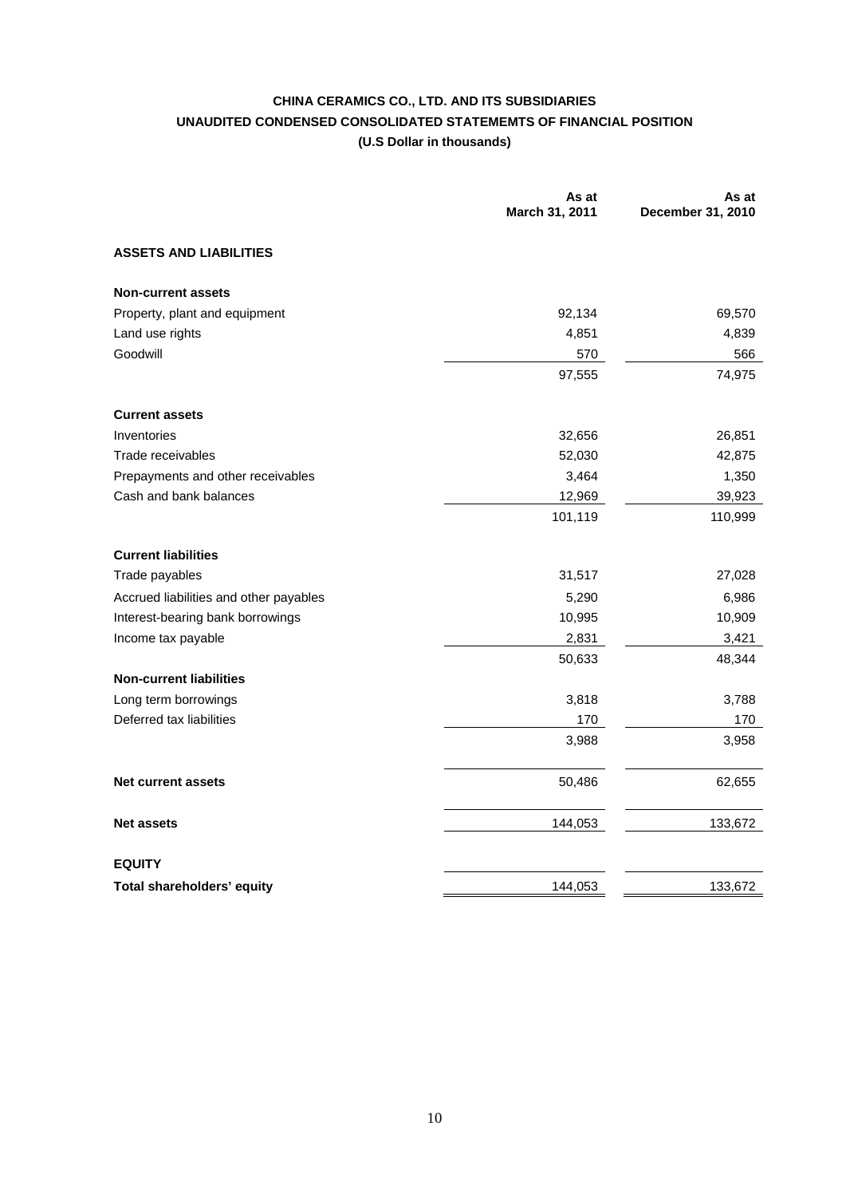**CHINA CERAMICS CO., LTD. AND ITS SUBSIDIARIES**

**UNAUDITED CONDENSED CONSOLIDATED STATEMEMTS OF FINANCIAL POSITION**

**(U.S Dollar in thousands)**

| | As at March 31, 2011 | As at December 31, 2010 |
|---|---|---|
| **ASSETS AND LIABILITIES** | | |
| **Non-current assets** | | |
| Property, plant and equipment | 92,134 | 69,570 |
| Land use rights | 4,851 | 4,839 |
| Goodwill | 570 | 566 |
| | 97,555 | 74,975 |
| **Current assets** | | |
| Inventories | 32,656 | 26,851 |
| Trade receivables | 52,030 | 42,875 |
| Prepayments and other receivables | 3,464 | 1,350 |
| Cash and bank balances | 12,969 | 39,923 |
| | 101,119 | 110,999 |
| **Current liabilities** | | |
| Trade payables | 31,517 | 27,028 |
| Accrued liabilities and other payables | 5,290 | 6,986 |
| Interest-bearing bank borrowings | 10,995 | 10,909 |
| Income tax payable | 2,831 | 3,421 |
| | 50,633 | 48,344 |
| **Non-current liabilities** | | |
| Long term borrowings | 3,818 | 3,788 |
| Deferred tax liabilities | 170 | 170 |
| | 3,988 | 3,958 |
| **Net current assets** | 50,486 | 62,655 |
| **Net assets** | 144,053 | 133,672 |
| **EQUITY** | | |
| **Total shareholders' equity** | 144,053 | 133,672 |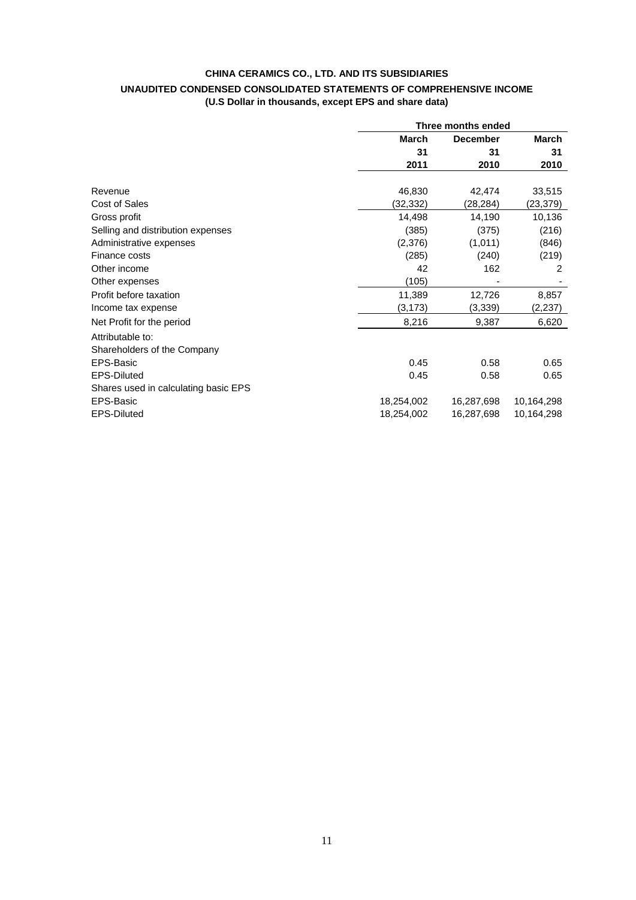**CHINA CERAMICS CO., LTD. AND ITS SUBSIDIARIES**

**UNAUDITED CONDENSED CONSOLIDATED STATEMENTS OF COMPREHENSIVE INCOME**

**(U.S Dollar in thousands, except EPS and share data)**

| | Three months ended | | |
|---|---|---|---|
| | **March 31 2011** | **December 31 2010** | **March 31 2010** |
| Revenue | 46,830 | 42,474 | 33,515 |
| Cost of Sales | (32,332) | (28,284) | (23,379) |
| Gross profit | 14,498 | 14,190 | 10,136 |
| Selling and distribution expenses | (385) | (375) | (216) |
| Administrative expenses | (2,376) | (1,011) | (846) |
| Finance costs | (285) | (240) | (219) |
| Other income | 42 | 162 | 2 |
| Other expenses | (105) | - | - |
| Profit before taxation | 11,389 | 12,726 | 8,857 |
| Income tax expense | (3,173) | (3,339) | (2,237) |
| Net Profit for the period | 8,216 | 9,387 | 6,620 |
| Attributable to: | | | |
| Shareholders of the Company | | | |
| EPS-Basic | 0.45 | 0.58 | 0.65 |
| EPS-Diluted | 0.45 | 0.58 | 0.65 |
| Shares used in calculating basic EPS | | | |
| EPS-Basic | 18,254,002 | 16,287,698 | 10,164,298 |
| EPS-Diluted | 18,254,002 | 16,287,698 | 10,164,298 |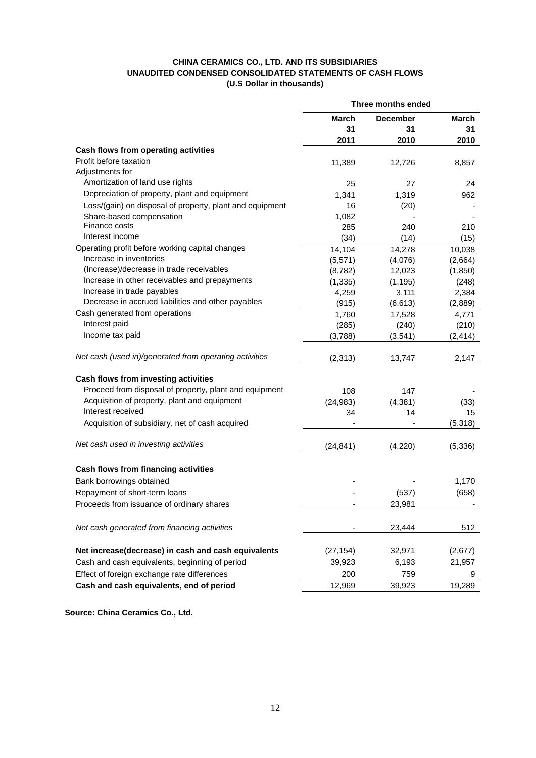**CHINA CERAMICS CO., LTD. AND ITS SUBSIDIARIES**
**UNAUDITED CONDENSED CONSOLIDATED STATEMENTS OF CASH FLOWS**
**(U.S Dollar in thousands)**

| | Three months ended | | |
|---|---|---|---|
| | **March 31 2011** | **December 31 2010** | **March 31 2010** |
| **Cash flows from operating activities** | | | |
| Profit before taxation | 11,389 | 12,726 | 8,857 |
| Adjustments for | | | |
| Amortization of land use rights | 25 | 27 | 24 |
| Depreciation of property, plant and equipment | 1,341 | 1,319 | 962 |
| Loss/(gain) on disposal of property, plant and equipment | 16 | (20) | - |
| Share-based compensation | 1,082 | - | - |
| Finance costs | 285 | 240 | 210 |
| Interest income | (34) | (14) | (15) |
| Operating profit before working capital changes | 14,104 | 14,278 | 10,038 |
| Increase in inventories | (5,571) | (4,076) | (2,664) |
| (Increase)/decrease in trade receivables | (8,782) | 12,023 | (1,850) |
| Increase in other receivables and prepayments | (1,335) | (1,195) | (248) |
| Increase in trade payables | 4,259 | 3,111 | 2,384 |
| Decrease in accrued liabilities and other payables | (915) | (6,613) | (2,889) |
| Cash generated from operations | 1,760 | 17,528 | 4,771 |
| Interest paid | (285) | (240) | (210) |
| Income tax paid | (3,788) | (3,541) | (2,414) |
| *Net cash (used in)/generated from operating activities* | (2,313) | 13,747 | 2,147 |
| **Cash flows from investing activities** | | | |
| Proceed from disposal of property, plant and equipment | 108 | 147 | - |
| Acquisition of property, plant and equipment | (24,983) | (4,381) | (33) |
| Interest received | 34 | 14 | 15 |
| Acquisition of subsidiary, net of cash acquired | - | - | (5,318) |
| *Net cash used in investing activities* | (24,841) | (4,220) | (5,336) |
| **Cash flows from financing activities** | | | |
| Bank borrowings obtained | - | - | 1,170 |
| Repayment of short-term loans | - | (537) | (658) |
| Proceeds from issuance of ordinary shares | - | 23,981 | - |
| *Net cash generated from financing activities* | - | 23,444 | 512 |
| **Net increase(decrease) in cash and cash equivalents** | (27,154) | 32,971 | (2,677) |
| Cash and cash equivalents, beginning of period | 39,923 | 6,193 | 21,957 |
| Effect of foreign exchange rate differences | 200 | 759 | 9 |
| **Cash and cash equivalents, end of period** | 12,969 | 39,923 | 19,289 |

**Source: China Ceramics Co., Ltd.**